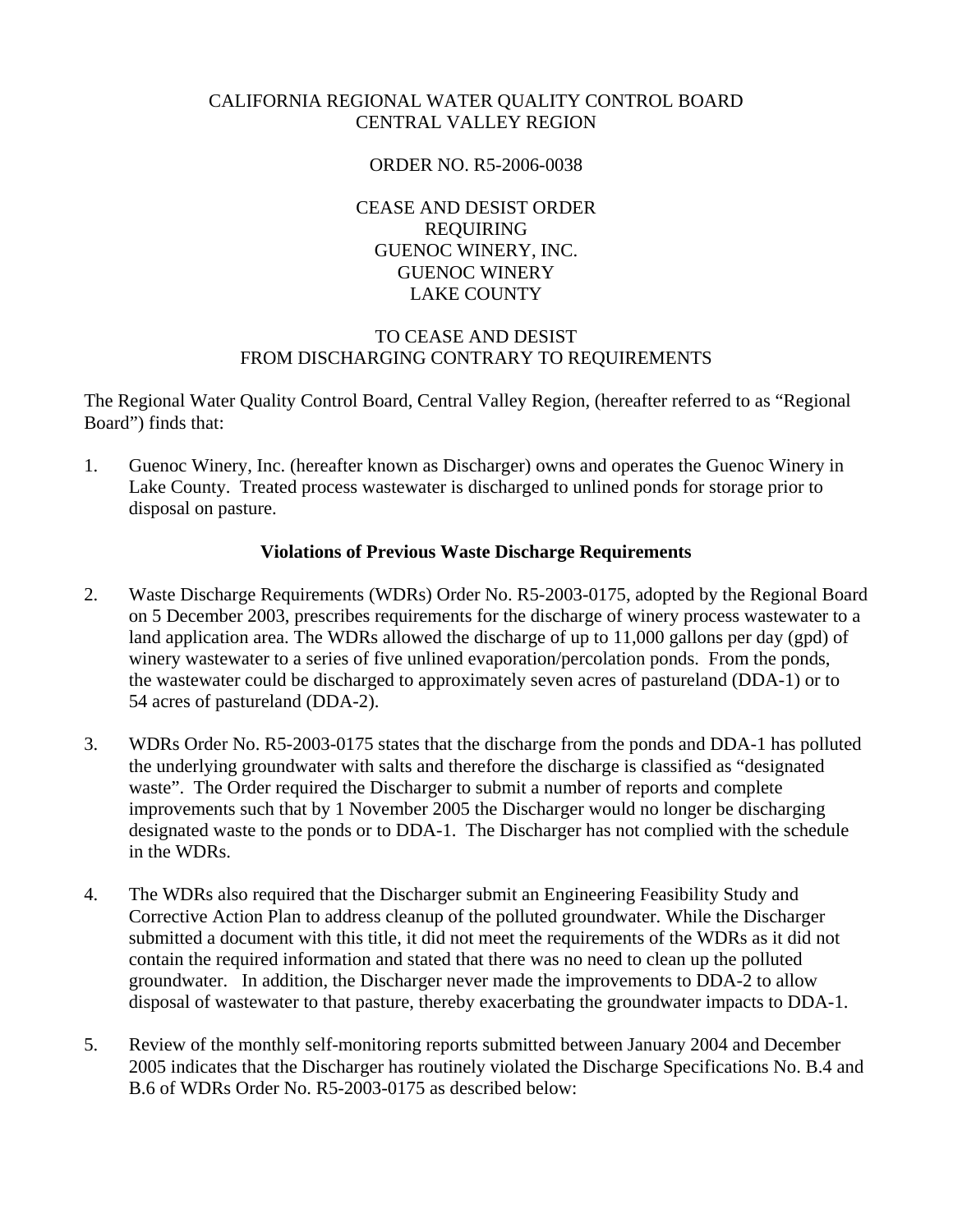CALIFORNIA REGIONAL WATER QUALITY CONTROL BOARD
CENTRAL VALLEY REGION

ORDER NO. R5-2006-0038

CEASE AND DESIST ORDER
REQUIRING
GUENOC WINERY, INC.
GUENOC WINERY
LAKE COUNTY

TO CEASE AND DESIST
FROM DISCHARGING CONTRARY TO REQUIREMENTS

The Regional Water Quality Control Board, Central Valley Region, (hereafter referred to as "Regional Board") finds that:

1. Guenoc Winery, Inc. (hereafter known as Discharger) owns and operates the Guenoc Winery in Lake County. Treated process wastewater is discharged to unlined ponds for storage prior to disposal on pasture.

**Violations of Previous Waste Discharge Requirements**

2. Waste Discharge Requirements (WDRs) Order No. R5-2003-0175, adopted by the Regional Board on 5 December 2003, prescribes requirements for the discharge of winery process wastewater to a land application area. The WDRs allowed the discharge of up to 11,000 gallons per day (gpd) of winery wastewater to a series of five unlined evaporation/percolation ponds. From the ponds, the wastewater could be discharged to approximately seven acres of pastureland (DDA-1) or to 54 acres of pastureland (DDA-2).

3. WDRs Order No. R5-2003-0175 states that the discharge from the ponds and DDA-1 has polluted the underlying groundwater with salts and therefore the discharge is classified as "designated waste". The Order required the Discharger to submit a number of reports and complete improvements such that by 1 November 2005 the Discharger would no longer be discharging designated waste to the ponds or to DDA-1. The Discharger has not complied with the schedule in the WDRs.

4. The WDRs also required that the Discharger submit an Engineering Feasibility Study and Corrective Action Plan to address cleanup of the polluted groundwater. While the Discharger submitted a document with this title, it did not meet the requirements of the WDRs as it did not contain the required information and stated that there was no need to clean up the polluted groundwater. In addition, the Discharger never made the improvements to DDA-2 to allow disposal of wastewater to that pasture, thereby exacerbating the groundwater impacts to DDA-1.

5. Review of the monthly self-monitoring reports submitted between January 2004 and December 2005 indicates that the Discharger has routinely violated the Discharge Specifications No. B.4 and B.6 of WDRs Order No. R5-2003-0175 as described below: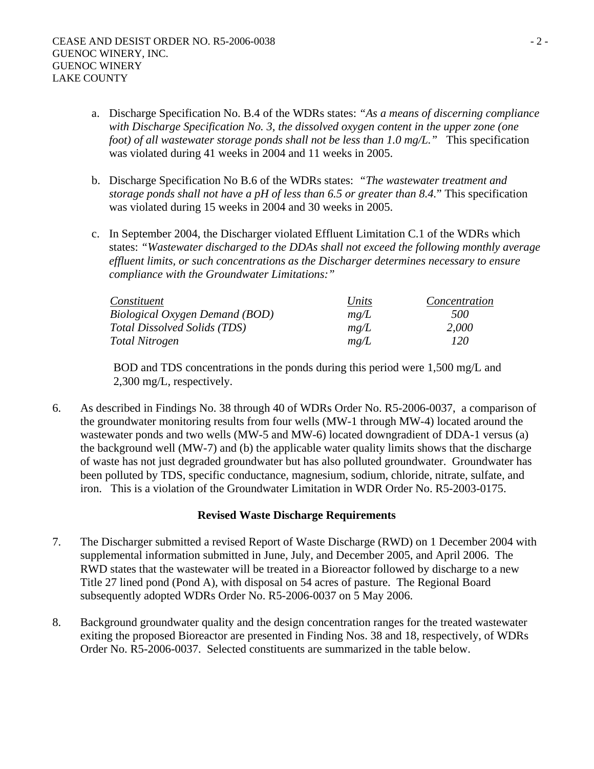a. Discharge Specification No. B.4 of the WDRs states: *"As a means of discerning compliance with Discharge Specification No. 3, the dissolved oxygen content in the upper zone (one foot) of all wastewater storage ponds shall not be less than 1.0 mg/L."* This specification was violated during 41 weeks in 2004 and 11 weeks in 2005.

b. Discharge Specification No B.6 of the WDRs states: "*The wastewater treatment and storage ponds shall not have a pH of less than 6.5 or greater than 8.4.*" This specification was violated during 15 weeks in 2004 and 30 weeks in 2005.

c. In September 2004, the Discharger violated Effluent Limitation C.1 of the WDRs which states: *"Wastewater discharged to the DDAs shall not exceed the following monthly average effluent limits, or such concentrations as the Discharger determines necessary to ensure compliance with the Groundwater Limitations:"*

| *Constituent* | *Units* | *Concentration* |
|---|---|---|
| *Biological Oxygen Demand (BOD)* | *mg/L* | *500* |
| *Total Dissolved Solids (TDS)* | *mg/L* | *2,000* |
| *Total Nitrogen* | *mg/L* | *120* |

BOD and TDS concentrations in the ponds during this period were 1,500 mg/L and 2,300 mg/L, respectively.

6. As described in Findings No. 38 through 40 of WDRs Order No. R5-2006-0037, a comparison of the groundwater monitoring results from four wells (MW-1 through MW-4) located around the wastewater ponds and two wells (MW-5 and MW-6) located downgradient of DDA-1 versus (a) the background well (MW-7) and (b) the applicable water quality limits shows that the discharge of waste has not just degraded groundwater but has also polluted groundwater. Groundwater has been polluted by TDS, specific conductance, magnesium, sodium, chloride, nitrate, sulfate, and iron. This is a violation of the Groundwater Limitation in WDR Order No. R5-2003-0175.

**Revised Waste Discharge Requirements**

7. The Discharger submitted a revised Report of Waste Discharge (RWD) on 1 December 2004 with supplemental information submitted in June, July, and December 2005, and April 2006. The RWD states that the wastewater will be treated in a Bioreactor followed by discharge to a new Title 27 lined pond (Pond A), with disposal on 54 acres of pasture. The Regional Board subsequently adopted WDRs Order No. R5-2006-0037 on 5 May 2006.

8. Background groundwater quality and the design concentration ranges for the treated wastewater exiting the proposed Bioreactor are presented in Finding Nos. 38 and 18, respectively, of WDRs Order No. R5-2006-0037. Selected constituents are summarized in the table below.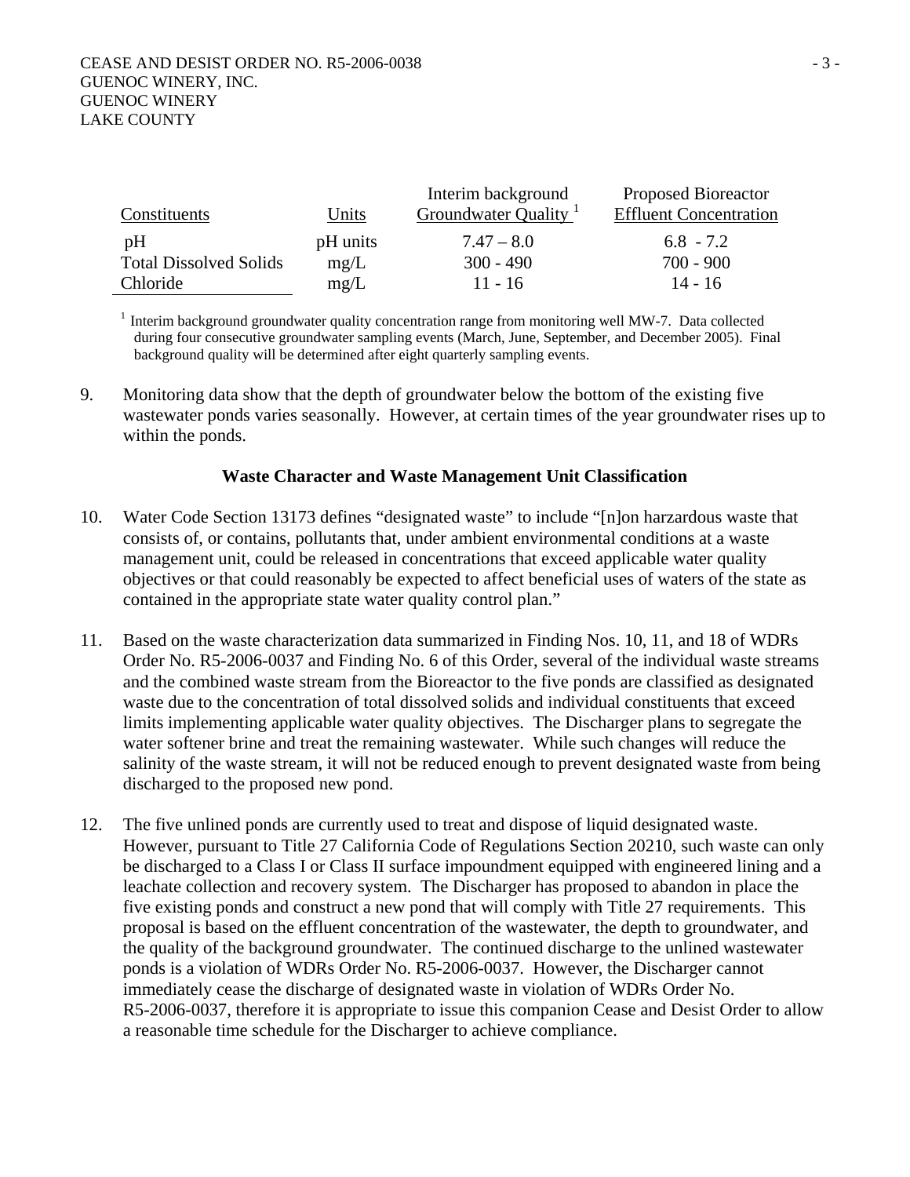| Constituents | Units | Interim background Groundwater Quality [1] | Proposed Bioreactor Effluent Concentration |
|---|---|---|---|
| pH | pH units | 7.47 – 8.0 | 6.8 - 7.2 |
| Total Dissolved Solids | mg/L | 300 - 490 | 700 - 900 |
| Chloride | mg/L | 11 - 16 | 14 - 16 |

[1] Interim background groundwater quality concentration range from monitoring well MW-7. Data collected during four consecutive groundwater sampling events (March, June, September, and December 2005). Final background quality will be determined after eight quarterly sampling events.

9. Monitoring data show that the depth of groundwater below the bottom of the existing five wastewater ponds varies seasonally. However, at certain times of the year groundwater rises up to within the ponds.

### Waste Character and Waste Management Unit Classification

10. Water Code Section 13173 defines "designated waste" to include "[n]on harzardous waste that consists of, or contains, pollutants that, under ambient environmental conditions at a waste management unit, could be released in concentrations that exceed applicable water quality objectives or that could reasonably be expected to affect beneficial uses of waters of the state as contained in the appropriate state water quality control plan."

11. Based on the waste characterization data summarized in Finding Nos. 10, 11, and 18 of WDRs Order No. R5-2006-0037 and Finding No. 6 of this Order, several of the individual waste streams and the combined waste stream from the Bioreactor to the five ponds are classified as designated waste due to the concentration of total dissolved solids and individual constituents that exceed limits implementing applicable water quality objectives. The Discharger plans to segregate the water softener brine and treat the remaining wastewater. While such changes will reduce the salinity of the waste stream, it will not be reduced enough to prevent designated waste from being discharged to the proposed new pond.

12. The five unlined ponds are currently used to treat and dispose of liquid designated waste. However, pursuant to Title 27 California Code of Regulations Section 20210, such waste can only be discharged to a Class I or Class II surface impoundment equipped with engineered lining and a leachate collection and recovery system. The Discharger has proposed to abandon in place the five existing ponds and construct a new pond that will comply with Title 27 requirements. This proposal is based on the effluent concentration of the wastewater, the depth to groundwater, and the quality of the background groundwater. The continued discharge to the unlined wastewater ponds is a violation of WDRs Order No. R5-2006-0037. However, the Discharger cannot immediately cease the discharge of designated waste in violation of WDRs Order No. R5-2006-0037, therefore it is appropriate to issue this companion Cease and Desist Order to allow a reasonable time schedule for the Discharger to achieve compliance.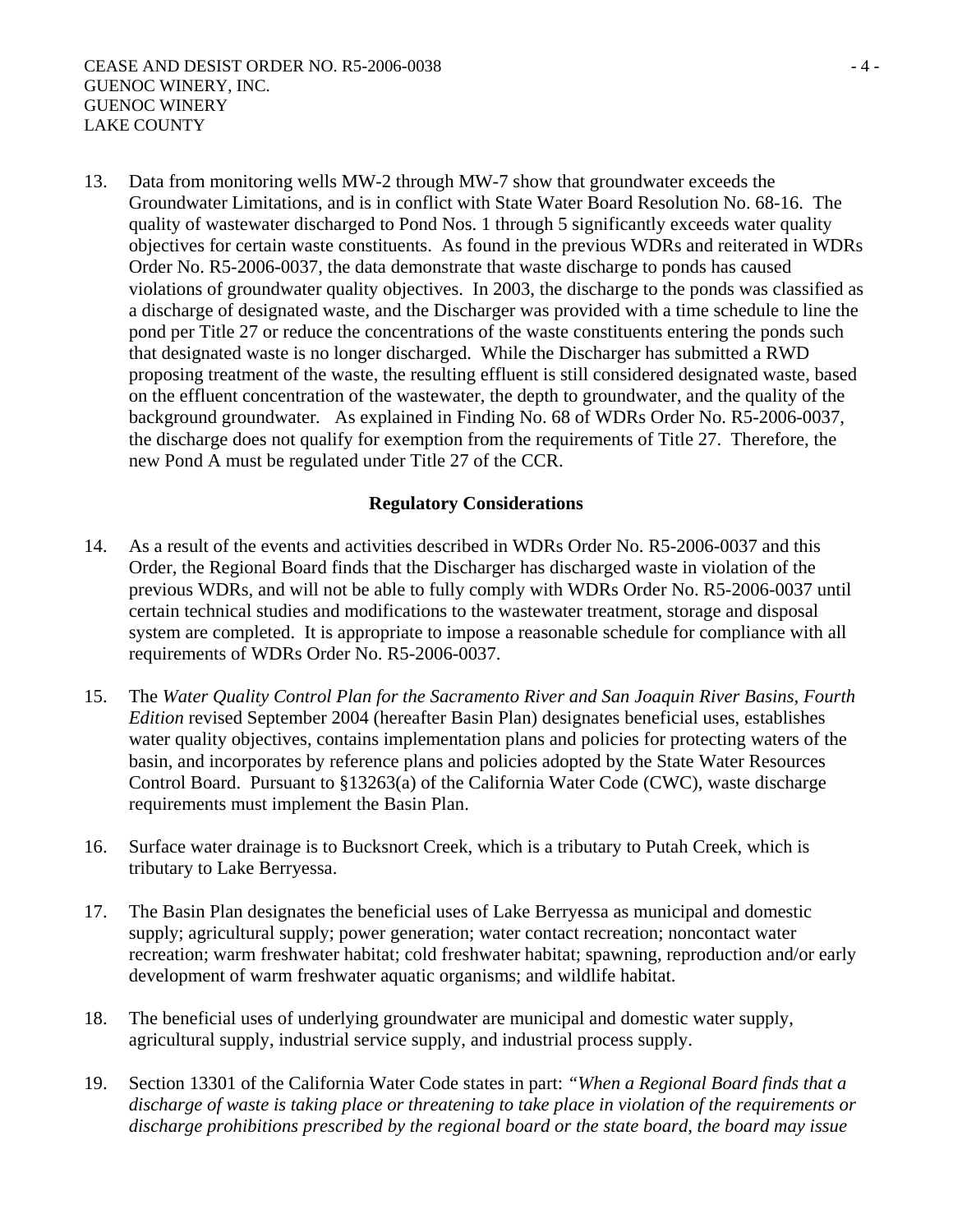13. Data from monitoring wells MW-2 through MW-7 show that groundwater exceeds the Groundwater Limitations, and is in conflict with State Water Board Resolution No. 68-16. The quality of wastewater discharged to Pond Nos. 1 through 5 significantly exceeds water quality objectives for certain waste constituents. As found in the previous WDRs and reiterated in WDRs Order No. R5-2006-0037, the data demonstrate that waste discharge to ponds has caused violations of groundwater quality objectives. In 2003, the discharge to the ponds was classified as a discharge of designated waste, and the Discharger was provided with a time schedule to line the pond per Title 27 or reduce the concentrations of the waste constituents entering the ponds such that designated waste is no longer discharged. While the Discharger has submitted a RWD proposing treatment of the waste, the resulting effluent is still considered designated waste, based on the effluent concentration of the wastewater, the depth to groundwater, and the quality of the background groundwater. As explained in Finding No. 68 of WDRs Order No. R5-2006-0037, the discharge does not qualify for exemption from the requirements of Title 27. Therefore, the new Pond A must be regulated under Title 27 of the CCR.

## Regulatory Considerations

14. As a result of the events and activities described in WDRs Order No. R5-2006-0037 and this Order, the Regional Board finds that the Discharger has discharged waste in violation of the previous WDRs, and will not be able to fully comply with WDRs Order No. R5-2006-0037 until certain technical studies and modifications to the wastewater treatment, storage and disposal system are completed. It is appropriate to impose a reasonable schedule for compliance with all requirements of WDRs Order No. R5-2006-0037.

15. The *Water Quality Control Plan for the Sacramento River and San Joaquin River Basins, Fourth Edition* revised September 2004 (hereafter Basin Plan) designates beneficial uses, establishes water quality objectives, contains implementation plans and policies for protecting waters of the basin, and incorporates by reference plans and policies adopted by the State Water Resources Control Board. Pursuant to §13263(a) of the California Water Code (CWC), waste discharge requirements must implement the Basin Plan.

16. Surface water drainage is to Bucksnort Creek, which is a tributary to Putah Creek, which is tributary to Lake Berryessa.

17. The Basin Plan designates the beneficial uses of Lake Berryessa as municipal and domestic supply; agricultural supply; power generation; water contact recreation; noncontact water recreation; warm freshwater habitat; cold freshwater habitat; spawning, reproduction and/or early development of warm freshwater aquatic organisms; and wildlife habitat.

18. The beneficial uses of underlying groundwater are municipal and domestic water supply, agricultural supply, industrial service supply, and industrial process supply.

19. Section 13301 of the California Water Code states in part: *"When a Regional Board finds that a discharge of waste is taking place or threatening to take place in violation of the requirements or discharge prohibitions prescribed by the regional board or the state board, the board may issue*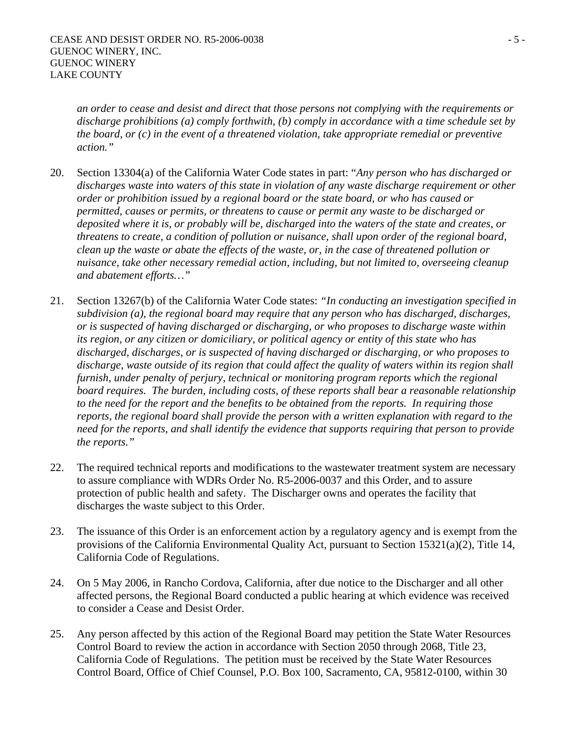*an order to cease and desist and direct that those persons not complying with the requirements or discharge prohibitions (a) comply forthwith, (b) comply in accordance with a time schedule set by the board, or (c) in the event of a threatened violation, take appropriate remedial or preventive action."*

20. Section 13304(a) of the California Water Code states in part: "*Any person who has discharged or discharges waste into waters of this state in violation of any waste discharge requirement or other order or prohibition issued by a regional board or the state board, or who has caused or permitted, causes or permits, or threatens to cause or permit any waste to be discharged or deposited where it is, or probably will be, discharged into the waters of the state and creates, or threatens to create, a condition of pollution or nuisance, shall upon order of the regional board, clean up the waste or abate the effects of the waste, or, in the case of threatened pollution or nuisance, take other necessary remedial action, including, but not limited to, overseeing cleanup and abatement efforts…*"

21. Section 13267(b) of the California Water Code states: *"In conducting an investigation specified in subdivision (a), the regional board may require that any person who has discharged, discharges, or is suspected of having discharged or discharging, or who proposes to discharge waste within its region, or any citizen or domiciliary, or political agency or entity of this state who has discharged, discharges, or is suspected of having discharged or discharging, or who proposes to discharge, waste outside of its region that could affect the quality of waters within its region shall furnish, under penalty of perjury, technical or monitoring program reports which the regional board requires. The burden, including costs, of these reports shall bear a reasonable relationship to the need for the report and the benefits to be obtained from the reports. In requiring those reports, the regional board shall provide the person with a written explanation with regard to the need for the reports, and shall identify the evidence that supports requiring that person to provide the reports."*

22. The required technical reports and modifications to the wastewater treatment system are necessary to assure compliance with WDRs Order No. R5-2006-0037 and this Order, and to assure protection of public health and safety. The Discharger owns and operates the facility that discharges the waste subject to this Order.

23. The issuance of this Order is an enforcement action by a regulatory agency and is exempt from the provisions of the California Environmental Quality Act, pursuant to Section 15321(a)(2), Title 14, California Code of Regulations.

24. On 5 May 2006, in Rancho Cordova, California, after due notice to the Discharger and all other affected persons, the Regional Board conducted a public hearing at which evidence was received to consider a Cease and Desist Order.

25. Any person affected by this action of the Regional Board may petition the State Water Resources Control Board to review the action in accordance with Section 2050 through 2068, Title 23, California Code of Regulations. The petition must be received by the State Water Resources Control Board, Office of Chief Counsel, P.O. Box 100, Sacramento, CA, 95812-0100, within 30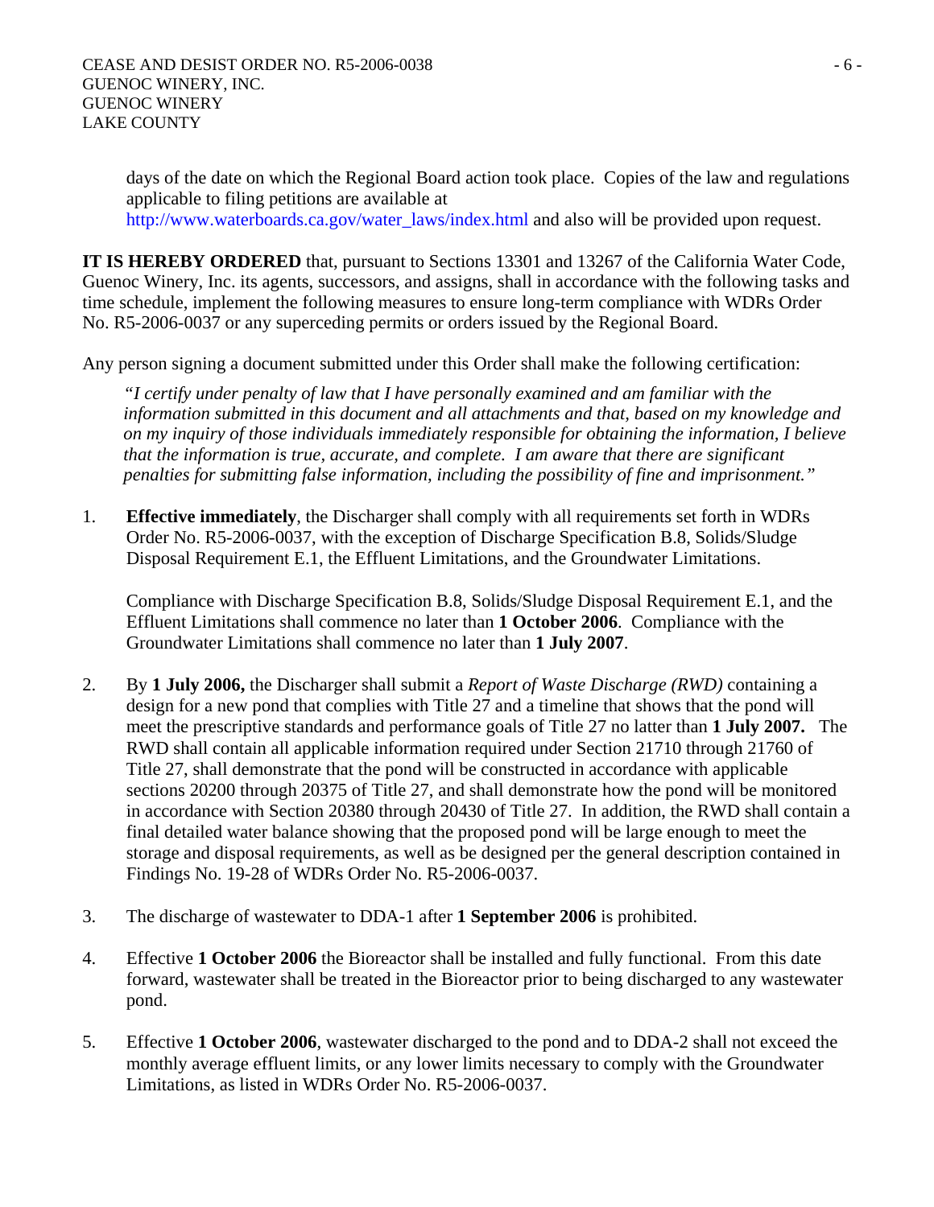days of the date on which the Regional Board action took place. Copies of the law and regulations applicable to filing petitions are available at http://www.waterboards.ca.gov/water_laws/index.html and also will be provided upon request.

**IT IS HEREBY ORDERED** that, pursuant to Sections 13301 and 13267 of the California Water Code, Guenoc Winery, Inc. its agents, successors, and assigns, shall in accordance with the following tasks and time schedule, implement the following measures to ensure long-term compliance with WDRs Order No. R5-2006-0037 or any superceding permits or orders issued by the Regional Board.

Any person signing a document submitted under this Order shall make the following certification:

> "*I certify under penalty of law that I have personally examined and am familiar with the information submitted in this document and all attachments and that, based on my knowledge and on my inquiry of those individuals immediately responsible for obtaining the information, I believe that the information is true, accurate, and complete. I am aware that there are significant penalties for submitting false information, including the possibility of fine and imprisonment.*"

1. **Effective immediately**, the Discharger shall comply with all requirements set forth in WDRs Order No. R5-2006-0037, with the exception of Discharge Specification B.8, Solids/Sludge Disposal Requirement E.1, the Effluent Limitations, and the Groundwater Limitations.

   Compliance with Discharge Specification B.8, Solids/Sludge Disposal Requirement E.1, and the Effluent Limitations shall commence no later than **1 October 2006**. Compliance with the Groundwater Limitations shall commence no later than **1 July 2007**.

2. By **1 July 2006,** the Discharger shall submit a *Report of Waste Discharge (RWD)* containing a design for a new pond that complies with Title 27 and a timeline that shows that the pond will meet the prescriptive standards and performance goals of Title 27 no latter than **1 July 2007.** The RWD shall contain all applicable information required under Section 21710 through 21760 of Title 27, shall demonstrate that the pond will be constructed in accordance with applicable sections 20200 through 20375 of Title 27, and shall demonstrate how the pond will be monitored in accordance with Section 20380 through 20430 of Title 27. In addition, the RWD shall contain a final detailed water balance showing that the proposed pond will be large enough to meet the storage and disposal requirements, as well as be designed per the general description contained in Findings No. 19-28 of WDRs Order No. R5-2006-0037.

3. The discharge of wastewater to DDA-1 after **1 September 2006** is prohibited.

4. Effective **1 October 2006** the Bioreactor shall be installed and fully functional. From this date forward, wastewater shall be treated in the Bioreactor prior to being discharged to any wastewater pond.

5. Effective **1 October 2006**, wastewater discharged to the pond and to DDA-2 shall not exceed the monthly average effluent limits, or any lower limits necessary to comply with the Groundwater Limitations, as listed in WDRs Order No. R5-2006-0037.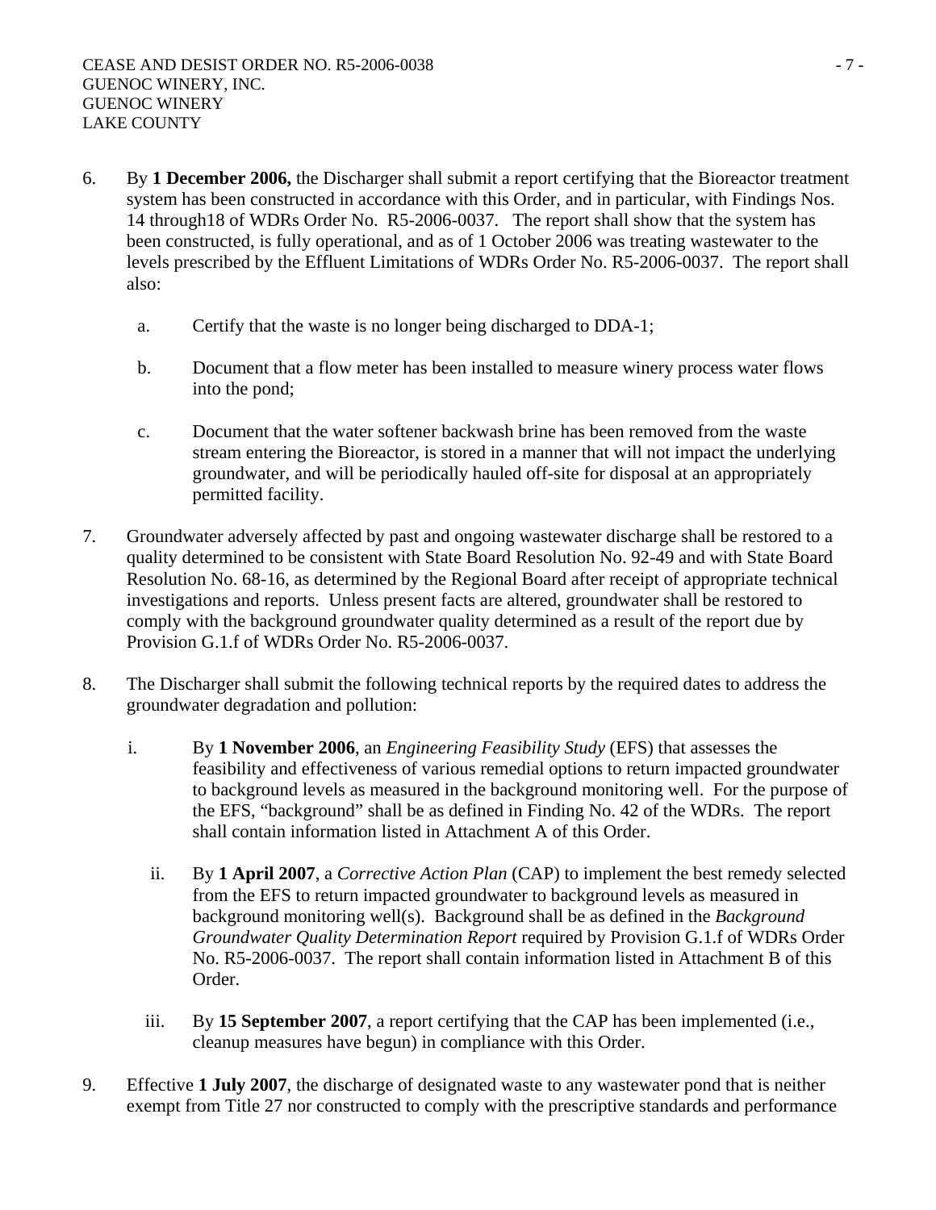6. By **1 December 2006,** the Discharger shall submit a report certifying that the Bioreactor treatment system has been constructed in accordance with this Order, and in particular, with Findings Nos. 14 through18 of WDRs Order No. R5-2006-0037. The report shall show that the system has been constructed, is fully operational, and as of 1 October 2006 was treating wastewater to the levels prescribed by the Effluent Limitations of WDRs Order No. R5-2006-0037. The report shall also:

   a. Certify that the waste is no longer being discharged to DDA-1;

   b. Document that a flow meter has been installed to measure winery process water flows into the pond;

   c. Document that the water softener backwash brine has been removed from the waste stream entering the Bioreactor, is stored in a manner that will not impact the underlying groundwater, and will be periodically hauled off-site for disposal at an appropriately permitted facility.

7. Groundwater adversely affected by past and ongoing wastewater discharge shall be restored to a quality determined to be consistent with State Board Resolution No. 92-49 and with State Board Resolution No. 68-16, as determined by the Regional Board after receipt of appropriate technical investigations and reports. Unless present facts are altered, groundwater shall be restored to comply with the background groundwater quality determined as a result of the report due by Provision G.1.f of WDRs Order No. R5-2006-0037.

8. The Discharger shall submit the following technical reports by the required dates to address the groundwater degradation and pollution:

   i. By **1 November 2006**, an *Engineering Feasibility Study* (EFS) that assesses the feasibility and effectiveness of various remedial options to return impacted groundwater to background levels as measured in the background monitoring well. For the purpose of the EFS, "background" shall be as defined in Finding No. 42 of the WDRs. The report shall contain information listed in Attachment A of this Order.

   ii. By **1 April 2007**, a *Corrective Action Plan* (CAP) to implement the best remedy selected from the EFS to return impacted groundwater to background levels as measured in background monitoring well(s). Background shall be as defined in the *Background Groundwater Quality Determination Report* required by Provision G.1.f of WDRs Order No. R5-2006-0037. The report shall contain information listed in Attachment B of this Order.

   iii. By **15 September 2007**, a report certifying that the CAP has been implemented (i.e., cleanup measures have begun) in compliance with this Order.

9. Effective **1 July 2007**, the discharge of designated waste to any wastewater pond that is neither exempt from Title 27 nor constructed to comply with the prescriptive standards and performance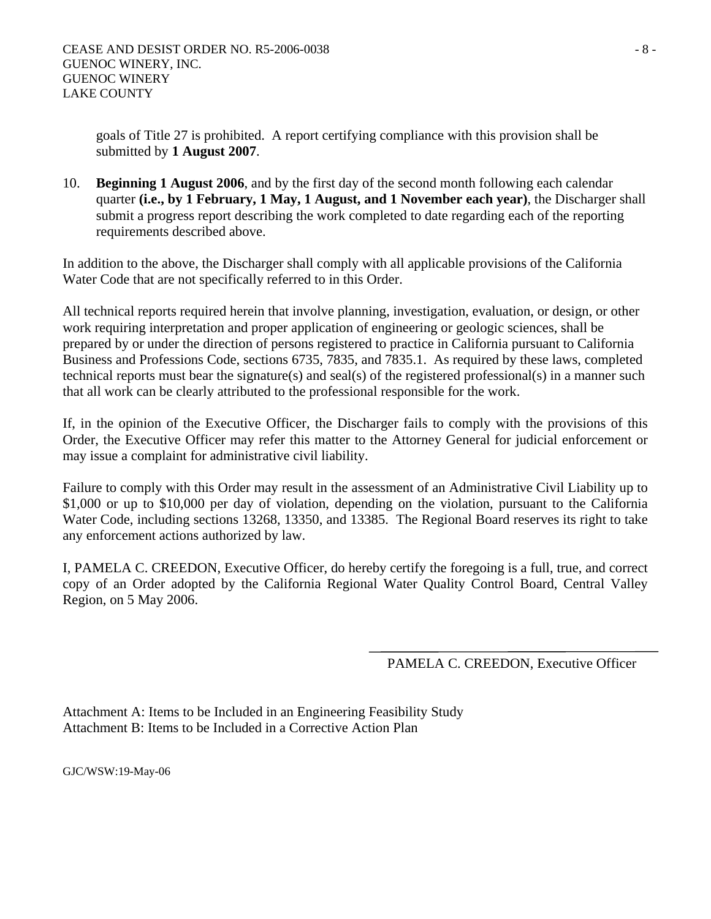goals of Title 27 is prohibited. A report certifying compliance with this provision shall be submitted by **1 August 2007**.

10. **Beginning 1 August 2006**, and by the first day of the second month following each calendar quarter **(i.e., by 1 February, 1 May, 1 August, and 1 November each year)**, the Discharger shall submit a progress report describing the work completed to date regarding each of the reporting requirements described above.

In addition to the above, the Discharger shall comply with all applicable provisions of the California Water Code that are not specifically referred to in this Order.

All technical reports required herein that involve planning, investigation, evaluation, or design, or other work requiring interpretation and proper application of engineering or geologic sciences, shall be prepared by or under the direction of persons registered to practice in California pursuant to California Business and Professions Code, sections 6735, 7835, and 7835.1. As required by these laws, completed technical reports must bear the signature(s) and seal(s) of the registered professional(s) in a manner such that all work can be clearly attributed to the professional responsible for the work.

If, in the opinion of the Executive Officer, the Discharger fails to comply with the provisions of this Order, the Executive Officer may refer this matter to the Attorney General for judicial enforcement or may issue a complaint for administrative civil liability.

Failure to comply with this Order may result in the assessment of an Administrative Civil Liability up to $1,000 or up to $10,000 per day of violation, depending on the violation, pursuant to the California Water Code, including sections 13268, 13350, and 13385. The Regional Board reserves its right to take any enforcement actions authorized by law.

I, PAMELA C. CREEDON, Executive Officer, do hereby certify the foregoing is a full, true, and correct copy of an Order adopted by the California Regional Water Quality Control Board, Central Valley Region, on 5 May 2006.

PAMELA C. CREEDON, Executive Officer

Attachment A: Items to be Included in an Engineering Feasibility Study
Attachment B: Items to be Included in a Corrective Action Plan

GJC/WSW:19-May-06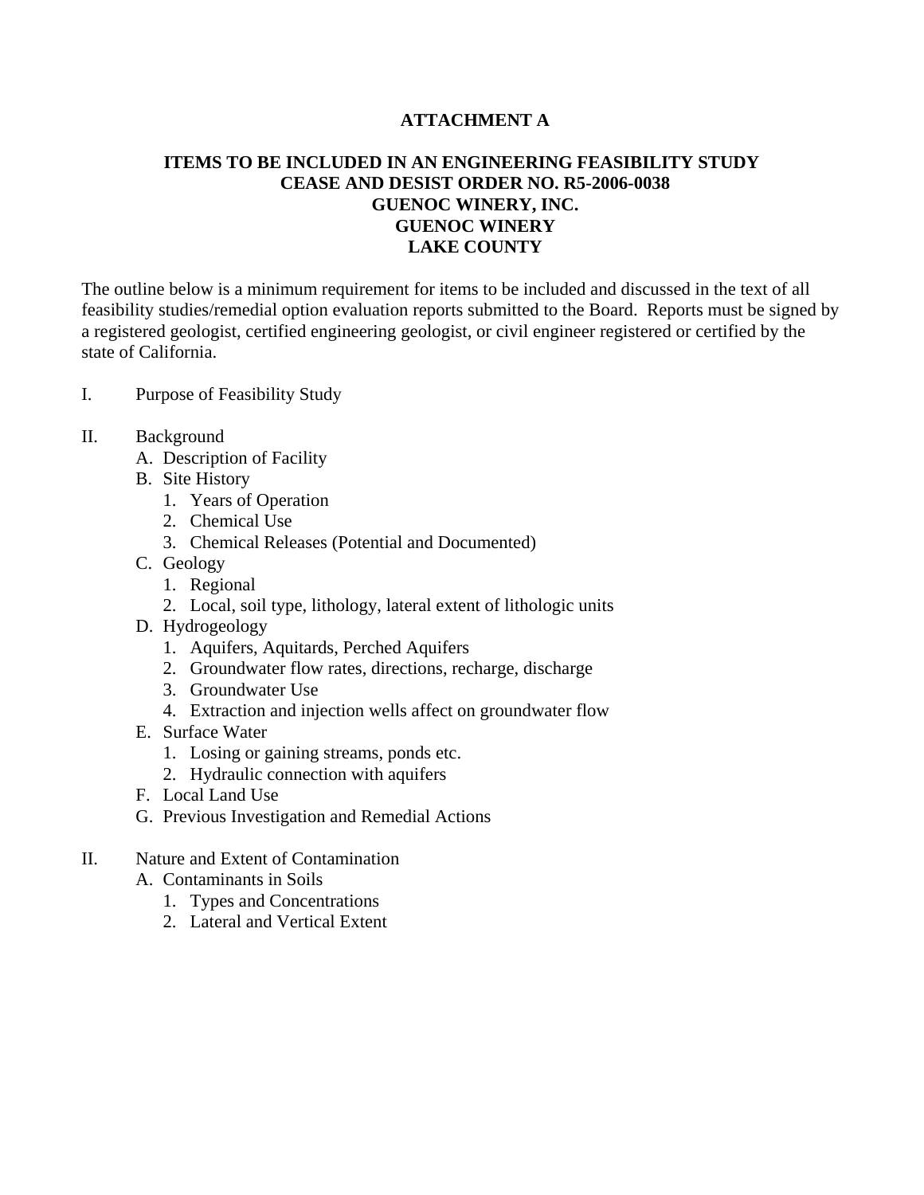**ATTACHMENT A**

**ITEMS TO BE INCLUDED IN AN ENGINEERING FEASIBILITY STUDY**
**CEASE AND DESIST ORDER NO. R5-2006-0038**
**GUENOC WINERY, INC.**
**GUENOC WINERY**
**LAKE COUNTY**

The outline below is a minimum requirement for items to be included and discussed in the text of all feasibility studies/remedial option evaluation reports submitted to the Board. Reports must be signed by a registered geologist, certified engineering geologist, or civil engineer registered or certified by the state of California.

I. Purpose of Feasibility Study

II. Background
   - A. Description of Facility
   - B. Site History
      1. Years of Operation
      2. Chemical Use
      3. Chemical Releases (Potential and Documented)
   - C. Geology
      1. Regional
      2. Local, soil type, lithology, lateral extent of lithologic units
   - D. Hydrogeology
      1. Aquifers, Aquitards, Perched Aquifers
      2. Groundwater flow rates, directions, recharge, discharge
      3. Groundwater Use
      4. Extraction and injection wells affect on groundwater flow
   - E. Surface Water
      1. Losing or gaining streams, ponds etc.
      2. Hydraulic connection with aquifers
   - F. Local Land Use
   - G. Previous Investigation and Remedial Actions

II. Nature and Extent of Contamination
   - A. Contaminants in Soils
      1. Types and Concentrations
      2. Lateral and Vertical Extent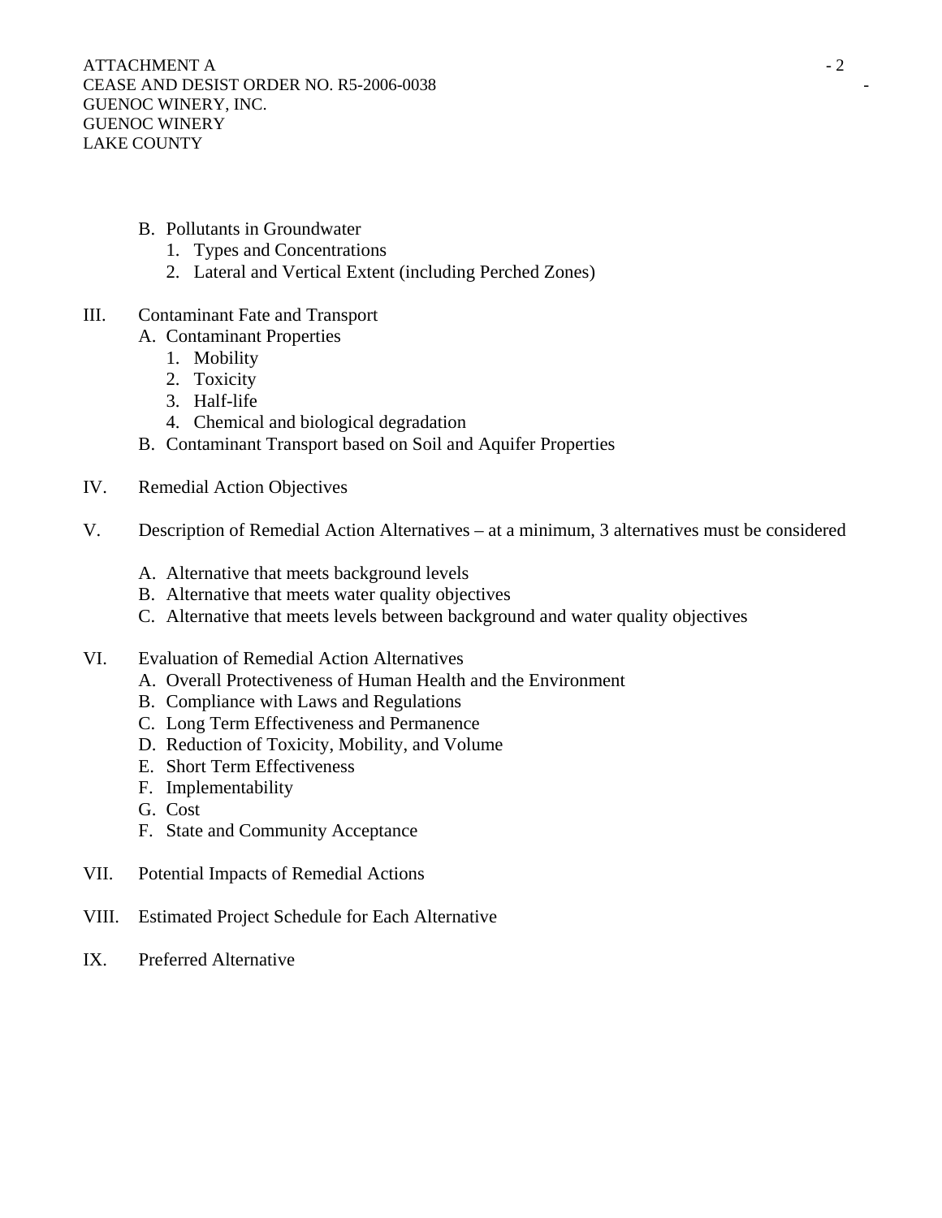B. Pollutants in Groundwater
   1. Types and Concentrations
   2. Lateral and Vertical Extent (including Perched Zones)

III. Contaminant Fate and Transport
   A. Contaminant Properties
      1. Mobility
      2. Toxicity
      3. Half-life
      4. Chemical and biological degradation
   B. Contaminant Transport based on Soil and Aquifer Properties

IV. Remedial Action Objectives

V. Description of Remedial Action Alternatives – at a minimum, 3 alternatives must be considered

   A. Alternative that meets background levels
   B. Alternative that meets water quality objectives
   C. Alternative that meets levels between background and water quality objectives

VI. Evaluation of Remedial Action Alternatives
   A. Overall Protectiveness of Human Health and the Environment
   B. Compliance with Laws and Regulations
   C. Long Term Effectiveness and Permanence
   D. Reduction of Toxicity, Mobility, and Volume
   E. Short Term Effectiveness
   F. Implementability
   G. Cost
   F. State and Community Acceptance

VII. Potential Impacts of Remedial Actions

VIII. Estimated Project Schedule for Each Alternative

IX. Preferred Alternative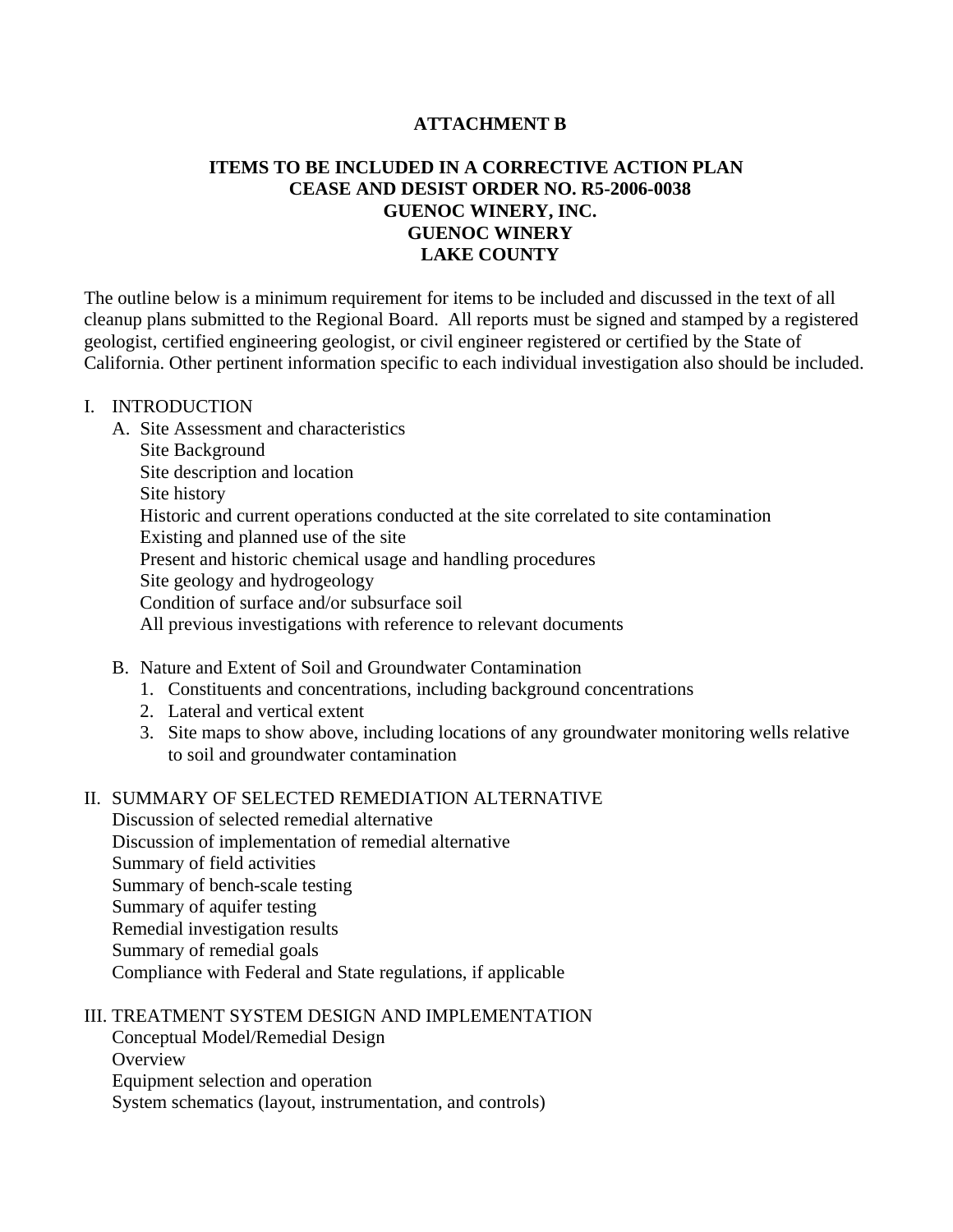**ATTACHMENT B**

**ITEMS TO BE INCLUDED IN A CORRECTIVE ACTION PLAN**
**CEASE AND DESIST ORDER NO. R5-2006-0038**
**GUENOC WINERY, INC.**
**GUENOC WINERY**
**LAKE COUNTY**

The outline below is a minimum requirement for items to be included and discussed in the text of all cleanup plans submitted to the Regional Board. All reports must be signed and stamped by a registered geologist, certified engineering geologist, or civil engineer registered or certified by the State of California. Other pertinent information specific to each individual investigation also should be included.

I. INTRODUCTION

A. Site Assessment and characteristics
   Site Background
   Site description and location
   Site history
   Historic and current operations conducted at the site correlated to site contamination
   Existing and planned use of the site
   Present and historic chemical usage and handling procedures
   Site geology and hydrogeology
   Condition of surface and/or subsurface soil
   All previous investigations with reference to relevant documents

B. Nature and Extent of Soil and Groundwater Contamination
   1. Constituents and concentrations, including background concentrations
   2. Lateral and vertical extent
   3. Site maps to show above, including locations of any groundwater monitoring wells relative to soil and groundwater contamination

II. SUMMARY OF SELECTED REMEDIATION ALTERNATIVE
   Discussion of selected remedial alternative
   Discussion of implementation of remedial alternative
   Summary of field activities
   Summary of bench-scale testing
   Summary of aquifer testing
   Remedial investigation results
   Summary of remedial goals
   Compliance with Federal and State regulations, if applicable

III. TREATMENT SYSTEM DESIGN AND IMPLEMENTATION
   Conceptual Model/Remedial Design
   Overview
   Equipment selection and operation
   System schematics (layout, instrumentation, and controls)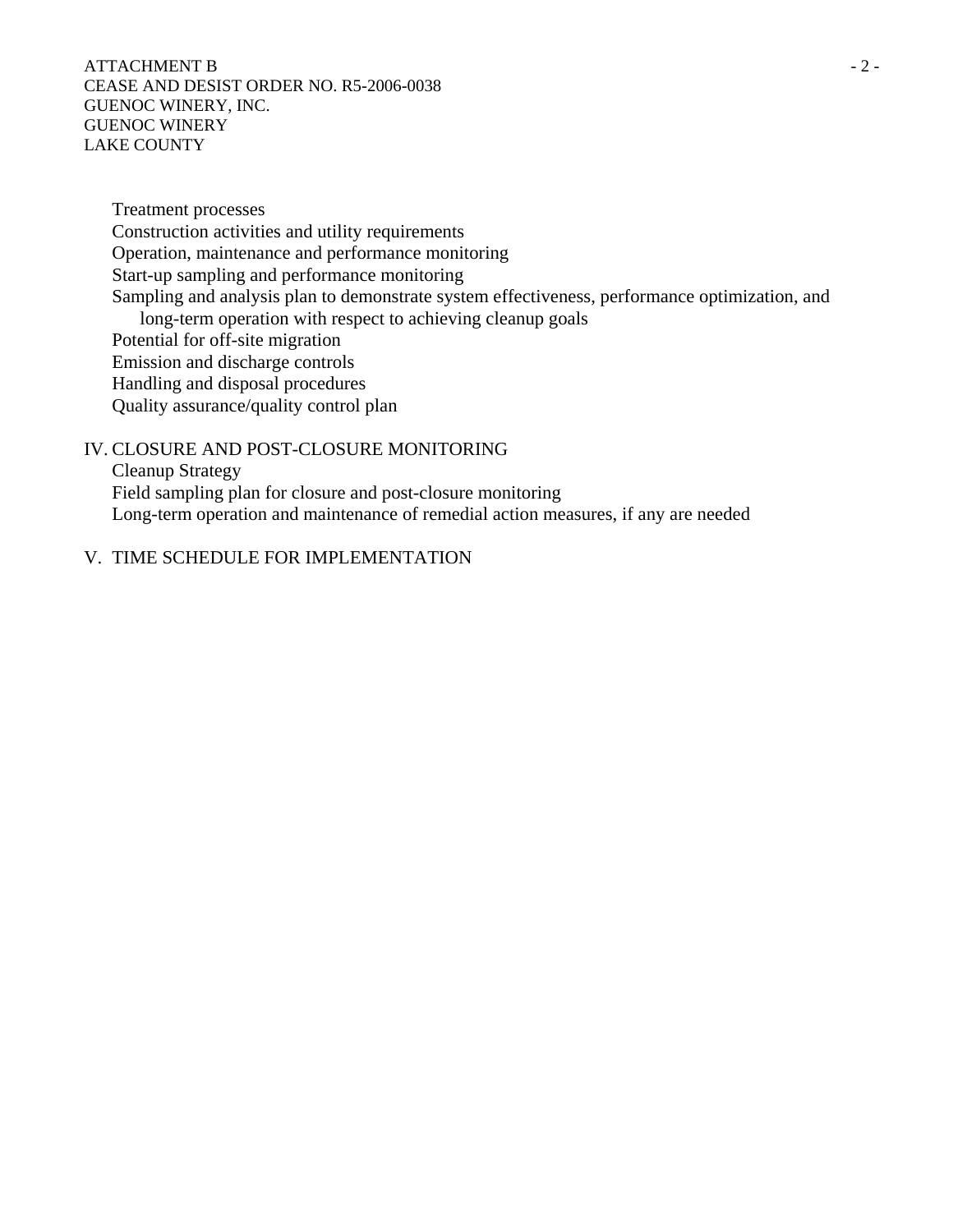Treatment processes
Construction activities and utility requirements
Operation, maintenance and performance monitoring
Start-up sampling and performance monitoring
Sampling and analysis plan to demonstrate system effectiveness, performance optimization, and long-term operation with respect to achieving cleanup goals
Potential for off-site migration
Emission and discharge controls
Handling and disposal procedures
Quality assurance/quality control plan

IV. CLOSURE AND POST-CLOSURE MONITORING

Cleanup Strategy
Field sampling plan for closure and post-closure monitoring
Long-term operation and maintenance of remedial action measures, if any are needed

V. TIME SCHEDULE FOR IMPLEMENTATION